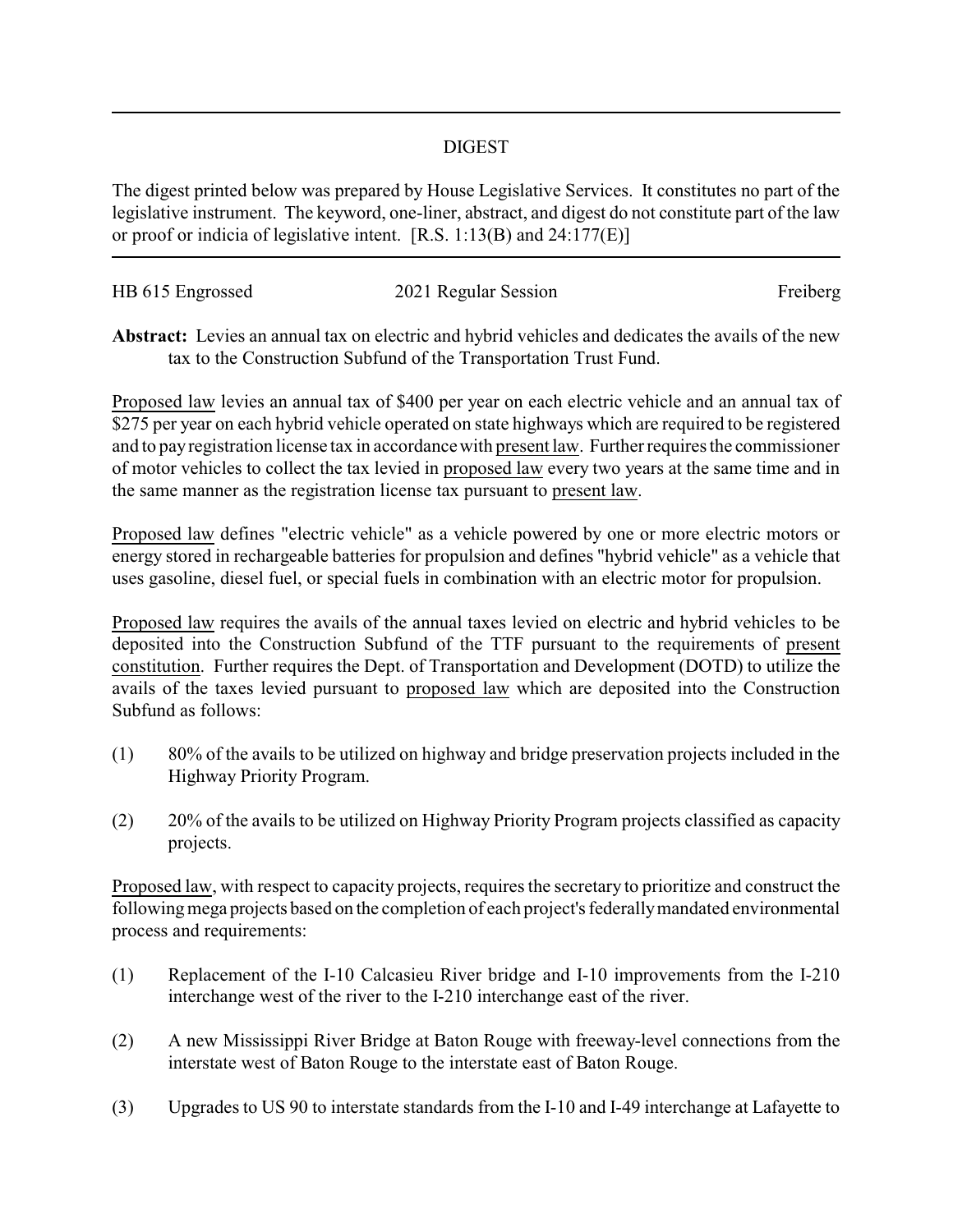# DIGEST

The digest printed below was prepared by House Legislative Services. It constitutes no part of the legislative instrument. The keyword, one-liner, abstract, and digest do not constitute part of the law or proof or indicia of legislative intent. [R.S. 1:13(B) and 24:177(E)]

HB 615 Engrossed 2021 Regular Session Freiberg

**Abstract:** Levies an annual tax on electric and hybrid vehicles and dedicates the avails of the new tax to the Construction Subfund of the Transportation Trust Fund.

Proposed law levies an annual tax of $400 per year on each electric vehicle and an annual tax of $275 per year on each hybrid vehicle operated on state highways which are required to be registered and to pay registration license tax in accordance with present law. Further requires the commissioner of motor vehicles to collect the tax levied in proposed law every two years at the same time and in the same manner as the registration license tax pursuant to present law.

Proposed law defines "electric vehicle" as a vehicle powered by one or more electric motors or energy stored in rechargeable batteries for propulsion and defines "hybrid vehicle" as a vehicle that uses gasoline, diesel fuel, or special fuels in combination with an electric motor for propulsion.

Proposed law requires the avails of the annual taxes levied on electric and hybrid vehicles to be deposited into the Construction Subfund of the TTF pursuant to the requirements of present constitution. Further requires the Dept. of Transportation and Development (DOTD) to utilize the avails of the taxes levied pursuant to proposed law which are deposited into the Construction Subfund as follows:

(1) 80% of the avails to be utilized on highway and bridge preservation projects included in the Highway Priority Program.

(2) 20% of the avails to be utilized on Highway Priority Program projects classified as capacity projects.

Proposed law, with respect to capacity projects, requires the secretary to prioritize and construct the following mega projects based on the completion of each project's federally mandated environmental process and requirements:

(1) Replacement of the I-10 Calcasieu River bridge and I-10 improvements from the I-210 interchange west of the river to the I-210 interchange east of the river.

(2) A new Mississippi River Bridge at Baton Rouge with freeway-level connections from the interstate west of Baton Rouge to the interstate east of Baton Rouge.

(3) Upgrades to US 90 to interstate standards from the I-10 and I-49 interchange at Lafayette to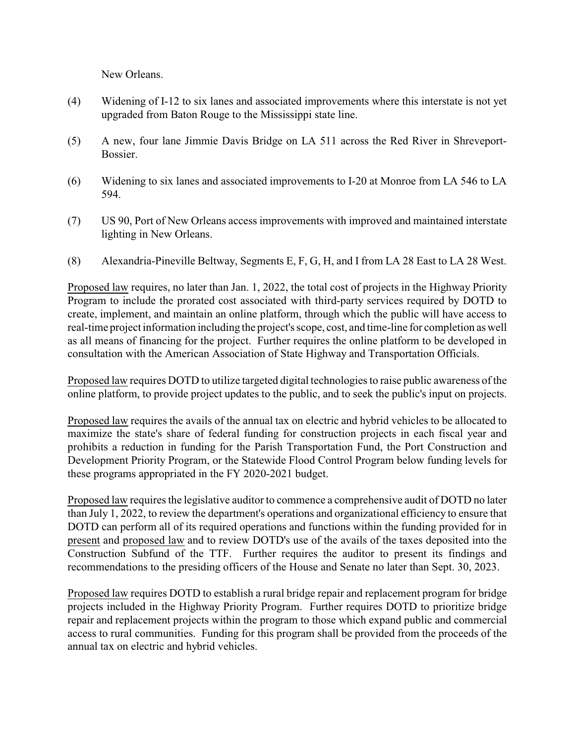New Orleans.

(4) Widening of I-12 to six lanes and associated improvements where this interstate is not yet upgraded from Baton Rouge to the Mississippi state line.

(5) A new, four lane Jimmie Davis Bridge on LA 511 across the Red River in Shreveport-Bossier.

(6) Widening to six lanes and associated improvements to I-20 at Monroe from LA 546 to LA 594.

(7) US 90, Port of New Orleans access improvements with improved and maintained interstate lighting in New Orleans.

(8) Alexandria-Pineville Beltway, Segments E, F, G, H, and I from LA 28 East to LA 28 West.

Proposed law requires, no later than Jan. 1, 2022, the total cost of projects in the Highway Priority Program to include the prorated cost associated with third-party services required by DOTD to create, implement, and maintain an online platform, through which the public will have access to real-time project information including the project's scope, cost, and time-line for completion as well as all means of financing for the project. Further requires the online platform to be developed in consultation with the American Association of State Highway and Transportation Officials.

Proposed law requires DOTD to utilize targeted digital technologies to raise public awareness of the online platform, to provide project updates to the public, and to seek the public's input on projects.

Proposed law requires the avails of the annual tax on electric and hybrid vehicles to be allocated to maximize the state's share of federal funding for construction projects in each fiscal year and prohibits a reduction in funding for the Parish Transportation Fund, the Port Construction and Development Priority Program, or the Statewide Flood Control Program below funding levels for these programs appropriated in the FY 2020-2021 budget.

Proposed law requires the legislative auditor to commence a comprehensive audit of DOTD no later than July 1, 2022, to review the department's operations and organizational efficiency to ensure that DOTD can perform all of its required operations and functions within the funding provided for in present and proposed law and to review DOTD's use of the avails of the taxes deposited into the Construction Subfund of the TTF. Further requires the auditor to present its findings and recommendations to the presiding officers of the House and Senate no later than Sept. 30, 2023.

Proposed law requires DOTD to establish a rural bridge repair and replacement program for bridge projects included in the Highway Priority Program. Further requires DOTD to prioritize bridge repair and replacement projects within the program to those which expand public and commercial access to rural communities. Funding for this program shall be provided from the proceeds of the annual tax on electric and hybrid vehicles.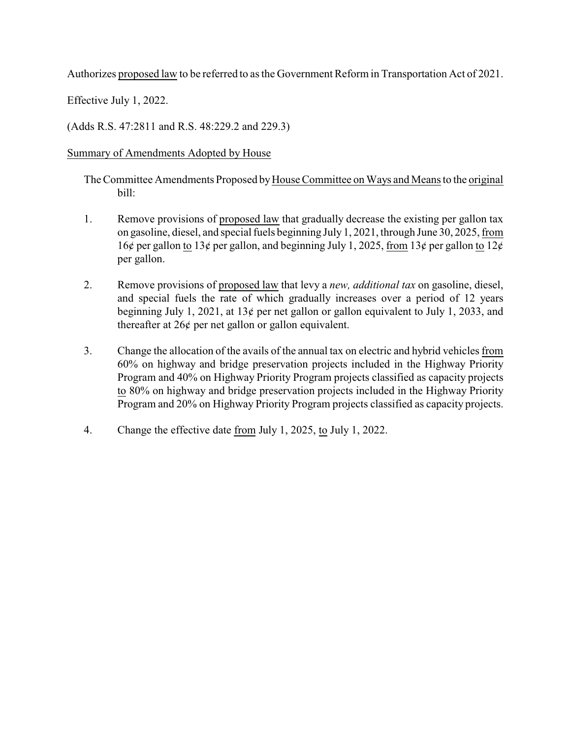Authorizes proposed law to be referred to as the Government Reform in Transportation Act of 2021.

Effective July 1, 2022.

(Adds R.S. 47:2811 and R.S. 48:229.2 and 229.3)

Summary of Amendments Adopted by House

The Committee Amendments Proposed by House Committee on Ways and Means to the original bill:

1. Remove provisions of proposed law that gradually decrease the existing per gallon tax on gasoline, diesel, and special fuels beginning July 1, 2021, through June 30, 2025, from 16¢ per gallon to 13¢ per gallon, and beginning July 1, 2025, from 13¢ per gallon to 12¢ per gallon.

2. Remove provisions of proposed law that levy a *new, additional tax* on gasoline, diesel, and special fuels the rate of which gradually increases over a period of 12 years beginning July 1, 2021, at 13¢ per net gallon or gallon equivalent to July 1, 2033, and thereafter at 26¢ per net gallon or gallon equivalent.

3. Change the allocation of the avails of the annual tax on electric and hybrid vehicles from 60% on highway and bridge preservation projects included in the Highway Priority Program and 40% on Highway Priority Program projects classified as capacity projects to 80% on highway and bridge preservation projects included in the Highway Priority Program and 20% on Highway Priority Program projects classified as capacity projects.

4. Change the effective date from July 1, 2025, to July 1, 2022.